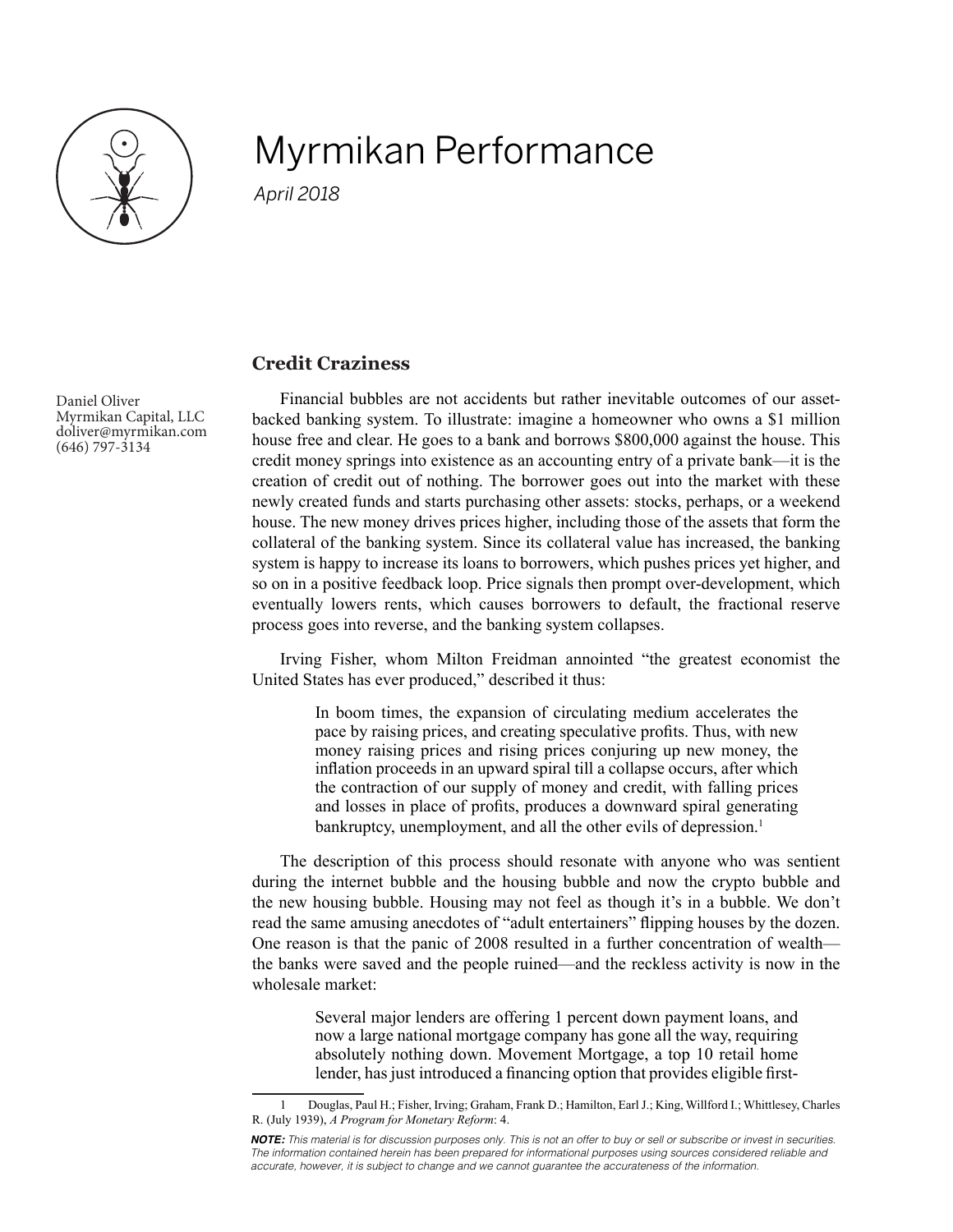# Myrmikan Performance

*April 2018*

Daniel Oliver
Myrmikan Capital, LLC
doliver@myrmikan.com
(646) 797-3134

## Credit Craziness

Financial bubbles are not accidents but rather inevitable outcomes of our asset-backed banking system. To illustrate: imagine a homeowner who owns a $1 million house free and clear. He goes to a bank and borrows $800,000 against the house. This credit money springs into existence as an accounting entry of a private bank—it is the creation of credit out of nothing. The borrower goes out into the market with these newly created funds and starts purchasing other assets: stocks, perhaps, or a weekend house. The new money drives prices higher, including those of the assets that form the collateral of the banking system. Since its collateral value has increased, the banking system is happy to increase its loans to borrowers, which pushes prices yet higher, and so on in a positive feedback loop. Price signals then prompt over-development, which eventually lowers rents, which causes borrowers to default, the fractional reserve process goes into reverse, and the banking system collapses.

Irving Fisher, whom Milton Freidman annointed "the greatest economist the United States has ever produced," described it thus:

> In boom times, the expansion of circulating medium accelerates the pace by raising prices, and creating speculative profits. Thus, with new money raising prices and rising prices conjuring up new money, the inflation proceeds in an upward spiral till a collapse occurs, after which the contraction of our supply of money and credit, with falling prices and losses in place of profits, produces a downward spiral generating bankruptcy, unemployment, and all the other evils of depression.[1]

The description of this process should resonate with anyone who was sentient during the internet bubble and the housing bubble and now the crypto bubble and the new housing bubble. Housing may not feel as though it's in a bubble. We don't read the same amusing anecdotes of "adult entertainers" flipping houses by the dozen. One reason is that the panic of 2008 resulted in a further concentration of wealth—the banks were saved and the people ruined—and the reckless activity is now in the wholesale market:

> Several major lenders are offering 1 percent down payment loans, and now a large national mortgage company has gone all the way, requiring absolutely nothing down. Movement Mortgage, a top 10 retail home lender, has just introduced a financing option that provides eligible first-

1 Douglas, Paul H.; Fisher, Irving; Graham, Frank D.; Hamilton, Earl J.; King, Willford I.; Whittlesey, Charles R. (July 1939), *A Program for Monetary Reform*: 4.

***NOTE:*** *This material is for discussion purposes only. This is not an offer to buy or sell or subscribe or invest in securities. The information contained herein has been prepared for informational purposes using sources considered reliable and accurate, however, it is subject to change and we cannot guarantee the accurateness of the information.*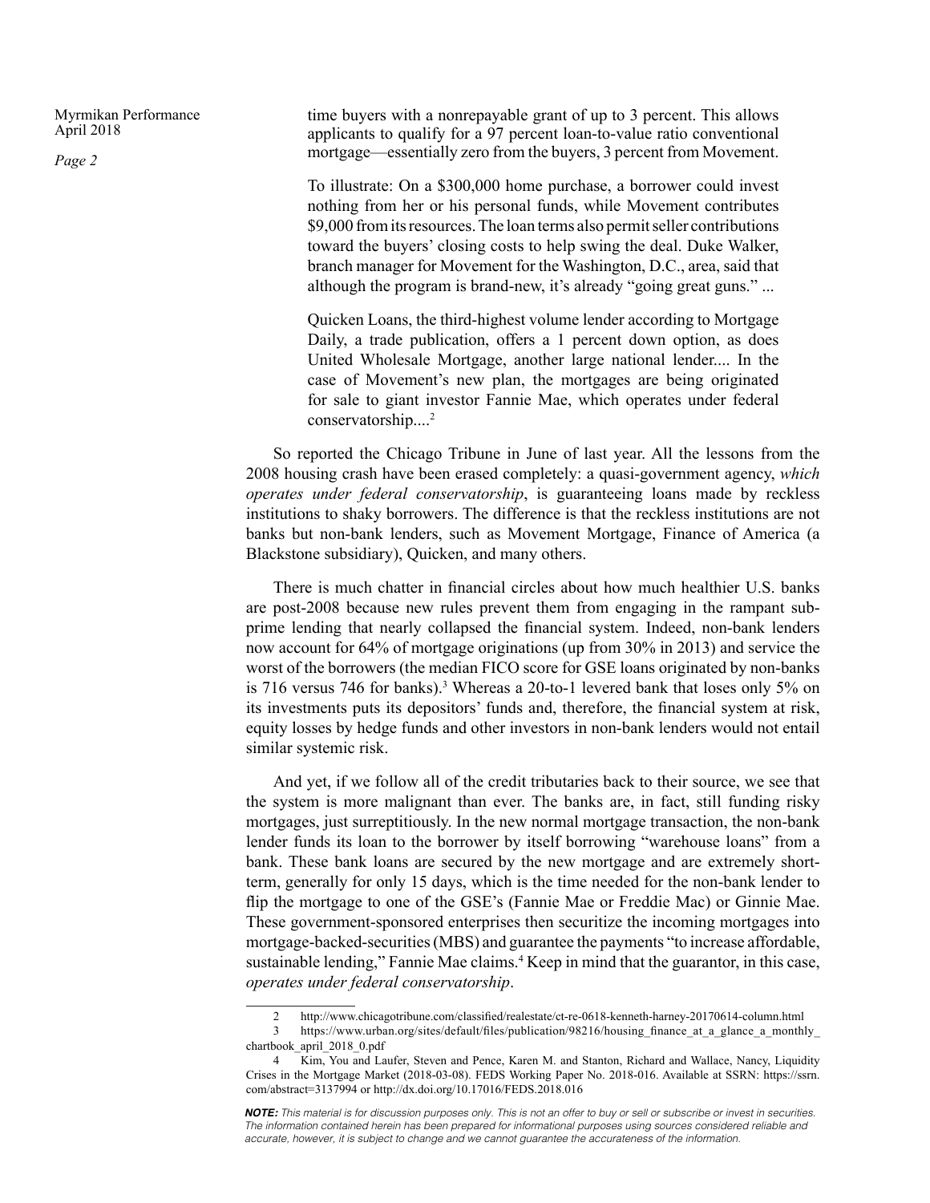> time buyers with a nonrepayable grant of up to 3 percent. This allows applicants to qualify for a 97 percent loan-to-value ratio conventional mortgage—essentially zero from the buyers, 3 percent from Movement.
>
> To illustrate: On a $300,000 home purchase, a borrower could invest nothing from her or his personal funds, while Movement contributes $9,000 from its resources. The loan terms also permit seller contributions toward the buyers' closing costs to help swing the deal. Duke Walker, branch manager for Movement for the Washington, D.C., area, said that although the program is brand-new, it's already "going great guns." ...
>
> Quicken Loans, the third-highest volume lender according to Mortgage Daily, a trade publication, offers a 1 percent down option, as does United Wholesale Mortgage, another large national lender.... In the case of Movement's new plan, the mortgages are being originated for sale to giant investor Fannie Mae, which operates under federal conservatorship....[2]

So reported the Chicago Tribune in June of last year. All the lessons from the 2008 housing crash have been erased completely: a quasi-government agency, *which operates under federal conservatorship*, is guaranteeing loans made by reckless institutions to shaky borrowers. The difference is that the reckless institutions are not banks but non-bank lenders, such as Movement Mortgage, Finance of America (a Blackstone subsidiary), Quicken, and many others.

There is much chatter in financial circles about how much healthier U.S. banks are post-2008 because new rules prevent them from engaging in the rampant sub-prime lending that nearly collapsed the financial system. Indeed, non-bank lenders now account for 64% of mortgage originations (up from 30% in 2013) and service the worst of the borrowers (the median FICO score for GSE loans originated by non-banks is 716 versus 746 for banks).[3] Whereas a 20-to-1 levered bank that loses only 5% on its investments puts its depositors' funds and, therefore, the financial system at risk, equity losses by hedge funds and other investors in non-bank lenders would not entail similar systemic risk.

And yet, if we follow all of the credit tributaries back to their source, we see that the system is more malignant than ever. The banks are, in fact, still funding risky mortgages, just surreptitiously. In the new normal mortgage transaction, the non-bank lender funds its loan to the borrower by itself borrowing "warehouse loans" from a bank. These bank loans are secured by the new mortgage and are extremely short-term, generally for only 15 days, which is the time needed for the non-bank lender to flip the mortgage to one of the GSE's (Fannie Mae or Freddie Mac) or Ginnie Mae. These government-sponsored enterprises then securitize the incoming mortgages into mortgage-backed-securities (MBS) and guarantee the payments "to increase affordable, sustainable lending," Fannie Mae claims.[4] Keep in mind that the guarantor, in this case, *operates under federal conservatorship*.

---

2 http://www.chicagotribune.com/classified/realestate/ct-re-0618-kenneth-harney-20170614-column.html

3 https://www.urban.org/sites/default/files/publication/98216/housing_finance_at_a_glance_a_monthly_chartbook_april_2018_0.pdf

4 Kim, You and Laufer, Steven and Pence, Karen M. and Stanton, Richard and Wallace, Nancy, Liquidity Crises in the Mortgage Market (2018-03-08). FEDS Working Paper No. 2018-016. Available at SSRN: https://ssrn.com/abstract=3137994 or http://dx.doi.org/10.17016/FEDS.2018.016

***NOTE:*** *This material is for discussion purposes only. This is not an offer to buy or sell or subscribe or invest in securities. The information contained herein has been prepared for informational purposes using sources considered reliable and accurate, however, it is subject to change and we cannot guarantee the accurateness of the information.*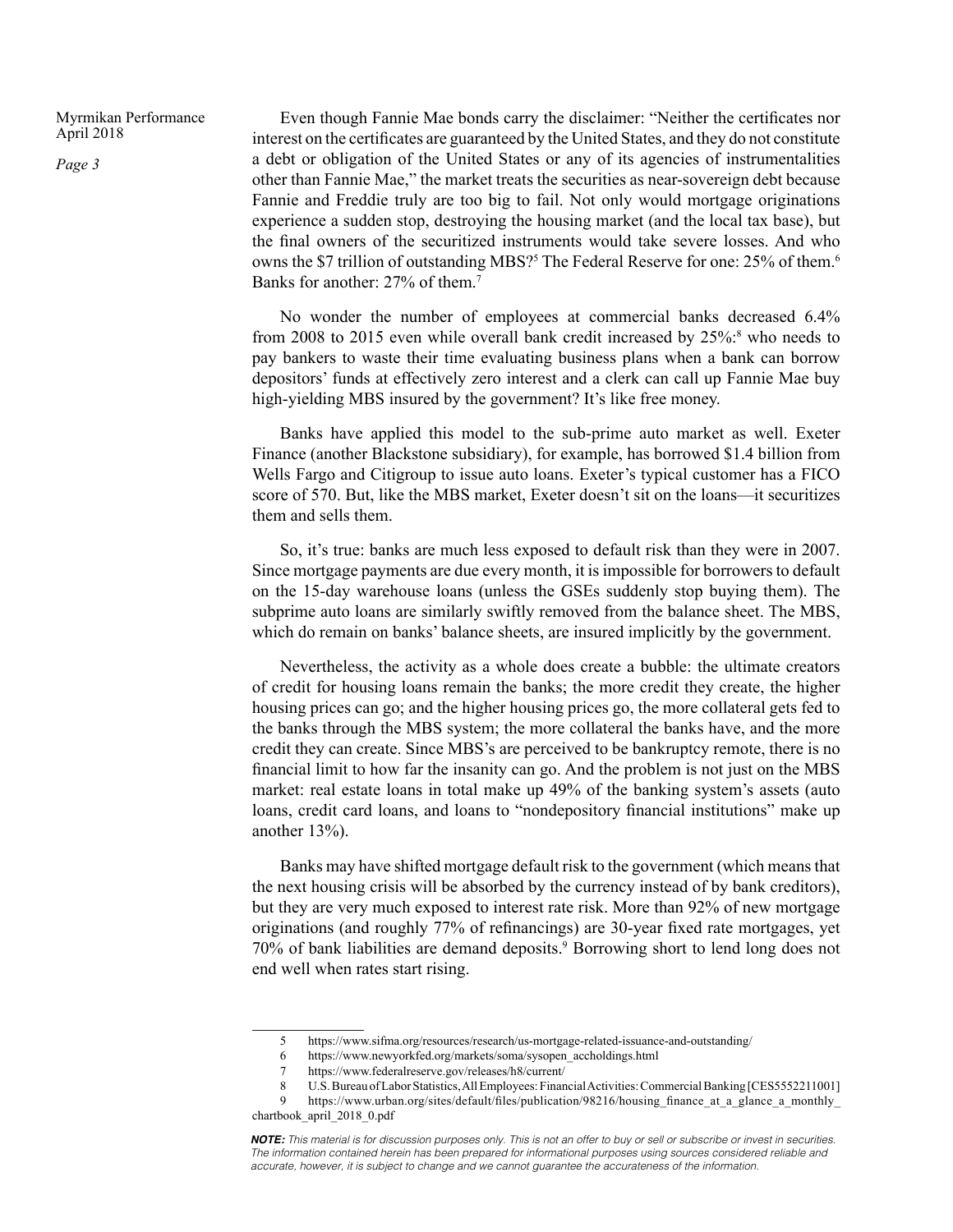Even though Fannie Mae bonds carry the disclaimer: "Neither the certificates nor interest on the certificates are guaranteed by the United States, and they do not constitute a debt or obligation of the United States or any of its agencies of instrumentalities other than Fannie Mae," the market treats the securities as near-sovereign debt because Fannie and Freddie truly are too big to fail. Not only would mortgage originations experience a sudden stop, destroying the housing market (and the local tax base), but the final owners of the securitized instruments would take severe losses. And who owns the $7 trillion of outstanding MBS?[5] The Federal Reserve for one: 25% of them.[6] Banks for another: 27% of them.[7]

No wonder the number of employees at commercial banks decreased 6.4% from 2008 to 2015 even while overall bank credit increased by 25%:[8] who needs to pay bankers to waste their time evaluating business plans when a bank can borrow depositors' funds at effectively zero interest and a clerk can call up Fannie Mae buy high-yielding MBS insured by the government? It's like free money.

Banks have applied this model to the sub-prime auto market as well. Exeter Finance (another Blackstone subsidiary), for example, has borrowed $1.4 billion from Wells Fargo and Citigroup to issue auto loans. Exeter's typical customer has a FICO score of 570. But, like the MBS market, Exeter doesn't sit on the loans—it securitizes them and sells them.

So, it's true: banks are much less exposed to default risk than they were in 2007. Since mortgage payments are due every month, it is impossible for borrowers to default on the 15-day warehouse loans (unless the GSEs suddenly stop buying them). The subprime auto loans are similarly swiftly removed from the balance sheet. The MBS, which do remain on banks' balance sheets, are insured implicitly by the government.

Nevertheless, the activity as a whole does create a bubble: the ultimate creators of credit for housing loans remain the banks; the more credit they create, the higher housing prices can go; and the higher housing prices go, the more collateral gets fed to the banks through the MBS system; the more collateral the banks have, and the more credit they can create. Since MBS's are perceived to be bankruptcy remote, there is no financial limit to how far the insanity can go. And the problem is not just on the MBS market: real estate loans in total make up 49% of the banking system's assets (auto loans, credit card loans, and loans to "nondepository financial institutions" make up another 13%).

Banks may have shifted mortgage default risk to the government (which means that the next housing crisis will be absorbed by the currency instead of by bank creditors), but they are very much exposed to interest rate risk. More than 92% of new mortgage originations (and roughly 77% of refinancings) are 30-year fixed rate mortgages, yet 70% of bank liabilities are demand deposits.[9] Borrowing short to lend long does not end well when rates start rising.

---

5 https://www.sifma.org/resources/research/us-mortgage-related-issuance-and-outstanding/

6 https://www.newyorkfed.org/markets/soma/sysopen_accholdings.html

7 https://www.federalreserve.gov/releases/h8/current/

8 U.S. Bureau of Labor Statistics, All Employees: Financial Activities: Commercial Banking [CES5552211001]

9 https://www.urban.org/sites/default/files/publication/98216/housing_finance_at_a_glance_a_monthly_chartbook_april_2018_0.pdf

***NOTE:*** *This material is for discussion purposes only. This is not an offer to buy or sell or subscribe or invest in securities. The information contained herein has been prepared for informational purposes using sources considered reliable and accurate, however, it is subject to change and we cannot guarantee the accurateness of the information.*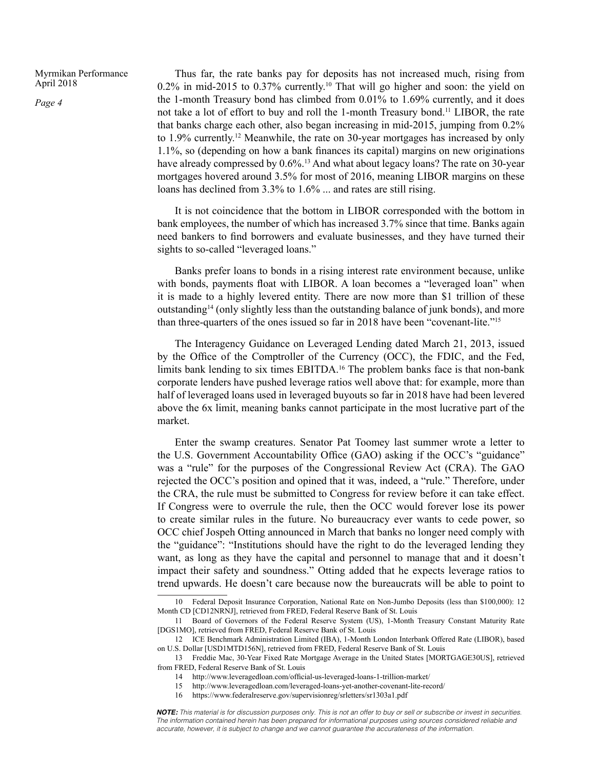Thus far, the rate banks pay for deposits has not increased much, rising from 0.2% in mid-2015 to 0.37% currently.[10] That will go higher and soon: the yield on the 1-month Treasury bond has climbed from 0.01% to 1.69% currently, and it does not take a lot of effort to buy and roll the 1-month Treasury bond.[11] LIBOR, the rate that banks charge each other, also began increasing in mid-2015, jumping from 0.2% to 1.9% currently.[12] Meanwhile, the rate on 30-year mortgages has increased by only 1.1%, so (depending on how a bank finances its capital) margins on new originations have already compressed by 0.6%.[13] And what about legacy loans? The rate on 30-year mortgages hovered around 3.5% for most of 2016, meaning LIBOR margins on these loans has declined from 3.3% to 1.6% ... and rates are still rising.

It is not coincidence that the bottom in LIBOR corresponded with the bottom in bank employees, the number of which has increased 3.7% since that time. Banks again need bankers to find borrowers and evaluate businesses, and they have turned their sights to so-called "leveraged loans."

Banks prefer loans to bonds in a rising interest rate environment because, unlike with bonds, payments float with LIBOR. A loan becomes a "leveraged loan" when it is made to a highly levered entity. There are now more than $1 trillion of these outstanding[14] (only slightly less than the outstanding balance of junk bonds), and more than three-quarters of the ones issued so far in 2018 have been "covenant-lite."[15]

The Interagency Guidance on Leveraged Lending dated March 21, 2013, issued by the Office of the Comptroller of the Currency (OCC), the FDIC, and the Fed, limits bank lending to six times EBITDA.[16] The problem banks face is that non-bank corporate lenders have pushed leverage ratios well above that: for example, more than half of leveraged loans used in leveraged buyouts so far in 2018 have had been levered above the 6x limit, meaning banks cannot participate in the most lucrative part of the market.

Enter the swamp creatures. Senator Pat Toomey last summer wrote a letter to the U.S. Government Accountability Office (GAO) asking if the OCC's "guidance" was a "rule" for the purposes of the Congressional Review Act (CRA). The GAO rejected the OCC's position and opined that it was, indeed, a "rule." Therefore, under the CRA, the rule must be submitted to Congress for review before it can take effect. If Congress were to overrule the rule, then the OCC would forever lose its power to create similar rules in the future. No bureaucracy ever wants to cede power, so OCC chief Jospeh Otting announced in March that banks no longer need comply with the "guidance": "Institutions should have the right to do the leveraged lending they want, as long as they have the capital and personnel to manage that and it doesn't impact their safety and soundness." Otting added that he expects leverage ratios to trend upwards. He doesn't care because now the bureaucrats will be able to point to

---

10 Federal Deposit Insurance Corporation, National Rate on Non-Jumbo Deposits (less than $100,000): 12 Month CD [CD12NRNJ], retrieved from FRED, Federal Reserve Bank of St. Louis

11 Board of Governors of the Federal Reserve System (US), 1-Month Treasury Constant Maturity Rate [DGS1MO], retrieved from FRED, Federal Reserve Bank of St. Louis

12 ICE Benchmark Administration Limited (IBA), 1-Month London Interbank Offered Rate (LIBOR), based on U.S. Dollar [USD1MTD156N], retrieved from FRED, Federal Reserve Bank of St. Louis

13 Freddie Mac, 30-Year Fixed Rate Mortgage Average in the United States [MORTGAGE30US], retrieved from FRED, Federal Reserve Bank of St. Louis

14 http://www.leveragedloan.com/official-us-leveraged-loans-1-trillion-market/

15 http://www.leveragedloan.com/leveraged-loans-yet-another-covenant-lite-record/

16 https://www.federalreserve.gov/supervisionreg/srletters/sr1303a1.pdf

***NOTE:*** *This material is for discussion purposes only. This is not an offer to buy or sell or subscribe or invest in securities. The information contained herein has been prepared for informational purposes using sources considered reliable and accurate, however, it is subject to change and we cannot guarantee the accurateness of the information.*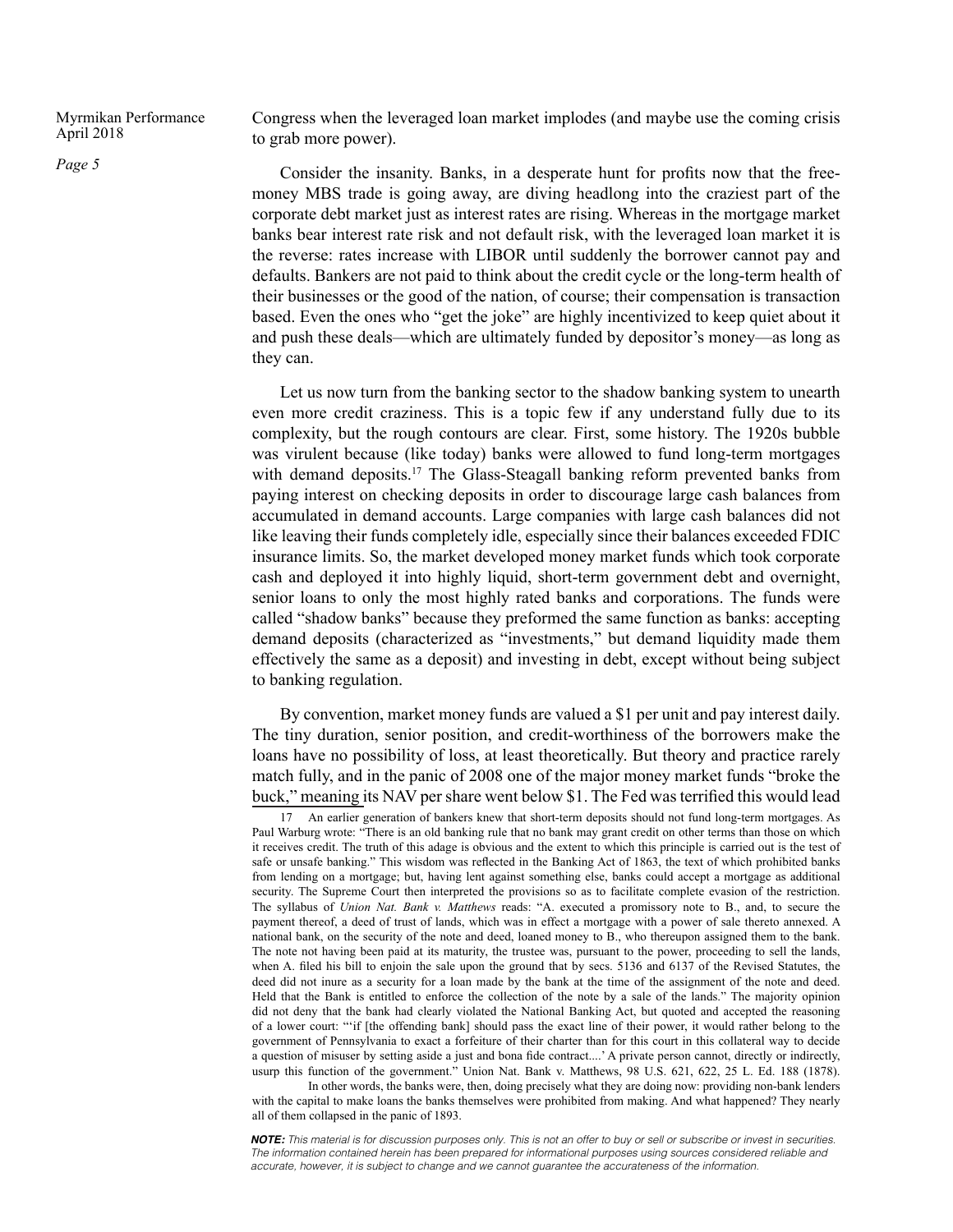Congress when the leveraged loan market implodes (and maybe use the coming crisis to grab more power).

Consider the insanity. Banks, in a desperate hunt for profits now that the free-money MBS trade is going away, are diving headlong into the craziest part of the corporate debt market just as interest rates are rising. Whereas in the mortgage market banks bear interest rate risk and not default risk, with the leveraged loan market it is the reverse: rates increase with LIBOR until suddenly the borrower cannot pay and defaults. Bankers are not paid to think about the credit cycle or the long-term health of their businesses or the good of the nation, of course; their compensation is transaction based. Even the ones who "get the joke" are highly incentivized to keep quiet about it and push these deals—which are ultimately funded by depositor's money—as long as they can.

Let us now turn from the banking sector to the shadow banking system to unearth even more credit craziness. This is a topic few if any understand fully due to its complexity, but the rough contours are clear. First, some history. The 1920s bubble was virulent because (like today) banks were allowed to fund long-term mortgages with demand deposits.[17] The Glass-Steagall banking reform prevented banks from paying interest on checking deposits in order to discourage large cash balances from accumulated in demand accounts. Large companies with large cash balances did not like leaving their funds completely idle, especially since their balances exceeded FDIC insurance limits. So, the market developed money market funds which took corporate cash and deployed it into highly liquid, short-term government debt and overnight, senior loans to only the most highly rated banks and corporations. The funds were called "shadow banks" because they preformed the same function as banks: accepting demand deposits (characterized as "investments," but demand liquidity made them effectively the same as a deposit) and investing in debt, except without being subject to banking regulation.

By convention, market money funds are valued a $1 per unit and pay interest daily. The tiny duration, senior position, and credit-worthiness of the borrowers make the loans have no possibility of loss, at least theoretically. But theory and practice rarely match fully, and in the panic of 2008 one of the major money market funds "broke the buck," meaning its NAV per share went below $1. The Fed was terrified this would lead

---

17 An earlier generation of bankers knew that short-term deposits should not fund long-term mortgages. As Paul Warburg wrote: "There is an old banking rule that no bank may grant credit on other terms than those on which it receives credit. The truth of this adage is obvious and the extent to which this principle is carried out is the test of safe or unsafe banking." This wisdom was reflected in the Banking Act of 1863, the text of which prohibited banks from lending on a mortgage; but, having lent against something else, banks could accept a mortgage as additional security. The Supreme Court then interpreted the provisions so as to facilitate complete evasion of the restriction. The syllabus of *Union Nat. Bank v. Matthews* reads: "A. executed a promissory note to B., and, to secure the payment thereof, a deed of trust of lands, which was in effect a mortgage with a power of sale thereto annexed. A national bank, on the security of the note and deed, loaned money to B., who thereupon assigned them to the bank. The note not having been paid at its maturity, the trustee was, pursuant to the power, proceeding to sell the lands, when A. filed his bill to enjoin the sale upon the ground that by secs. 5136 and 6137 of the Revised Statutes, the deed did not inure as a security for a loan made by the bank at the time of the assignment of the note and deed. Held that the Bank is entitled to enforce the collection of the note by a sale of the lands." The majority opinion did not deny that the bank had clearly violated the National Banking Act, but quoted and accepted the reasoning of a lower court: "'if [the offending bank] should pass the exact line of their power, it would rather belong to the government of Pennsylvania to exact a forfeiture of their charter than for this court in this collateral way to decide a question of misuser by setting aside a just and bona fide contract....' A private person cannot, directly or indirectly, usurp this function of the government." Union Nat. Bank v. Matthews, 98 U.S. 621, 622, 25 L. Ed. 188 (1878).

In other words, the banks were, then, doing precisely what they are doing now: providing non-bank lenders with the capital to make loans the banks themselves were prohibited from making. And what happened? They nearly all of them collapsed in the panic of 1893.

***NOTE:*** *This material is for discussion purposes only. This is not an offer to buy or sell or subscribe or invest in securities. The information contained herein has been prepared for informational purposes using sources considered reliable and accurate, however, it is subject to change and we cannot guarantee the accurateness of the information.*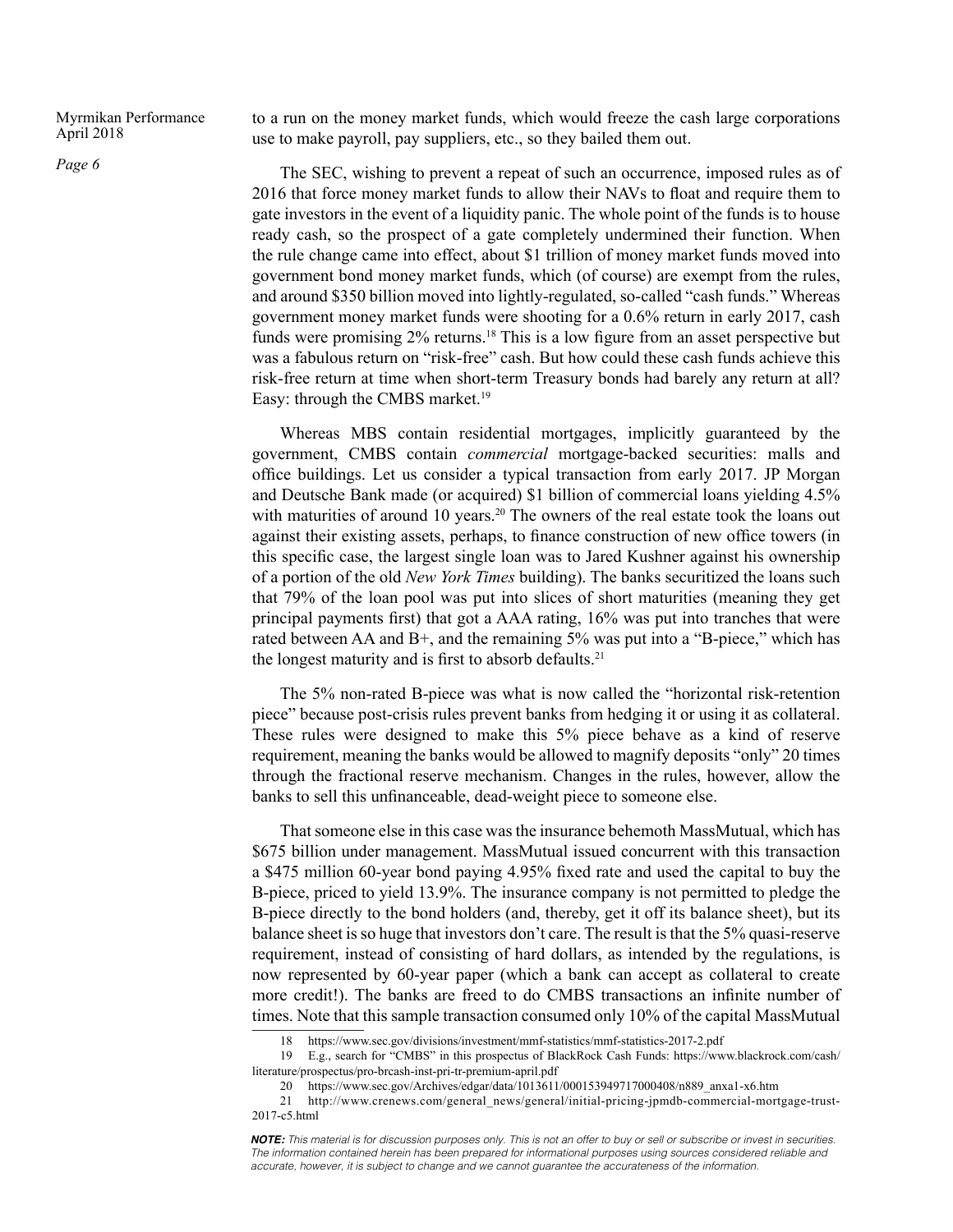to a run on the money market funds, which would freeze the cash large corporations use to make payroll, pay suppliers, etc., so they bailed them out.

The SEC, wishing to prevent a repeat of such an occurrence, imposed rules as of 2016 that force money market funds to allow their NAVs to float and require them to gate investors in the event of a liquidity panic. The whole point of the funds is to house ready cash, so the prospect of a gate completely undermined their function. When the rule change came into effect, about $1 trillion of money market funds moved into government bond money market funds, which (of course) are exempt from the rules, and around $350 billion moved into lightly-regulated, so-called "cash funds." Whereas government money market funds were shooting for a 0.6% return in early 2017, cash funds were promising 2% returns.[18] This is a low figure from an asset perspective but was a fabulous return on "risk-free" cash. But how could these cash funds achieve this risk-free return at time when short-term Treasury bonds had barely any return at all? Easy: through the CMBS market.[19]

Whereas MBS contain residential mortgages, implicitly guaranteed by the government, CMBS contain *commercial* mortgage-backed securities: malls and office buildings. Let us consider a typical transaction from early 2017. JP Morgan and Deutsche Bank made (or acquired) $1 billion of commercial loans yielding 4.5% with maturities of around 10 years.[20] The owners of the real estate took the loans out against their existing assets, perhaps, to finance construction of new office towers (in this specific case, the largest single loan was to Jared Kushner against his ownership of a portion of the old *New York Times* building). The banks securitized the loans such that 79% of the loan pool was put into slices of short maturities (meaning they get principal payments first) that got a AAA rating, 16% was put into tranches that were rated between AA and B+, and the remaining 5% was put into a "B-piece," which has the longest maturity and is first to absorb defaults.[21]

The 5% non-rated B-piece was what is now called the "horizontal risk-retention piece" because post-crisis rules prevent banks from hedging it or using it as collateral. These rules were designed to make this 5% piece behave as a kind of reserve requirement, meaning the banks would be allowed to magnify deposits "only" 20 times through the fractional reserve mechanism. Changes in the rules, however, allow the banks to sell this unfinanceable, dead-weight piece to someone else.

That someone else in this case was the insurance behemoth MassMutual, which has $675 billion under management. MassMutual issued concurrent with this transaction a $475 million 60-year bond paying 4.95% fixed rate and used the capital to buy the B-piece, priced to yield 13.9%. The insurance company is not permitted to pledge the B-piece directly to the bond holders (and, thereby, get it off its balance sheet), but its balance sheet is so huge that investors don't care. The result is that the 5% quasi-reserve requirement, instead of consisting of hard dollars, as intended by the regulations, is now represented by 60-year paper (which a bank can accept as collateral to create more credit!). The banks are freed to do CMBS transactions an infinite number of times. Note that this sample transaction consumed only 10% of the capital MassMutual

---

18 https://www.sec.gov/divisions/investment/mmf-statistics/mmf-statistics-2017-2.pdf

19 E.g., search for "CMBS" in this prospectus of BlackRock Cash Funds: https://www.blackrock.com/cash/literature/prospectus/pro-brcash-inst-pri-tr-premium-april.pdf

20 https://www.sec.gov/Archives/edgar/data/1013611/000153949717000408/n889_anxa1-x6.htm

21 http://www.crenews.com/general_news/general/initial-pricing-jpmdb-commercial-mortgage-trust-2017-c5.html

***NOTE:*** *This material is for discussion purposes only. This is not an offer to buy or sell or subscribe or invest in securities. The information contained herein has been prepared for informational purposes using sources considered reliable and accurate, however, it is subject to change and we cannot guarantee the accurateness of the information.*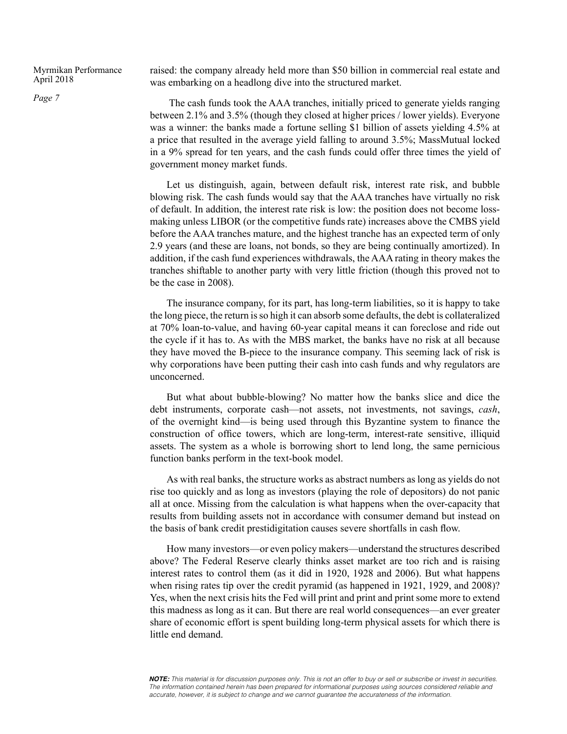raised: the company already held more than $50 billion in commercial real estate and was embarking on a headlong dive into the structured market.

The cash funds took the AAA tranches, initially priced to generate yields ranging between 2.1% and 3.5% (though they closed at higher prices / lower yields). Everyone was a winner: the banks made a fortune selling $1 billion of assets yielding 4.5% at a price that resulted in the average yield falling to around 3.5%; MassMutual locked in a 9% spread for ten years, and the cash funds could offer three times the yield of government money market funds.

Let us distinguish, again, between default risk, interest rate risk, and bubble blowing risk. The cash funds would say that the AAA tranches have virtually no risk of default. In addition, the interest rate risk is low: the position does not become loss-making unless LIBOR (or the competitive funds rate) increases above the CMBS yield before the AAA tranches mature, and the highest tranche has an expected term of only 2.9 years (and these are loans, not bonds, so they are being continually amortized). In addition, if the cash fund experiences withdrawals, the AAA rating in theory makes the tranches shiftable to another party with very little friction (though this proved not to be the case in 2008).

The insurance company, for its part, has long-term liabilities, so it is happy to take the long piece, the return is so high it can absorb some defaults, the debt is collateralized at 70% loan-to-value, and having 60-year capital means it can foreclose and ride out the cycle if it has to. As with the MBS market, the banks have no risk at all because they have moved the B-piece to the insurance company. This seeming lack of risk is why corporations have been putting their cash into cash funds and why regulators are unconcerned.

But what about bubble-blowing? No matter how the banks slice and dice the debt instruments, corporate cash—not assets, not investments, not savings, *cash*, of the overnight kind—is being used through this Byzantine system to finance the construction of office towers, which are long-term, interest-rate sensitive, illiquid assets. The system as a whole is borrowing short to lend long, the same pernicious function banks perform in the text-book model.

As with real banks, the structure works as abstract numbers as long as yields do not rise too quickly and as long as investors (playing the role of depositors) do not panic all at once. Missing from the calculation is what happens when the over-capacity that results from building assets not in accordance with consumer demand but instead on the basis of bank credit prestidigitation causes severe shortfalls in cash flow.

How many investors—or even policy makers—understand the structures described above? The Federal Reserve clearly thinks asset market are too rich and is raising interest rates to control them (as it did in 1920, 1928 and 2006). But what happens when rising rates tip over the credit pyramid (as happened in 1921, 1929, and 2008)? Yes, when the next crisis hits the Fed will print and print and print some more to extend this madness as long as it can. But there are real world consequences—an ever greater share of economic effort is spent building long-term physical assets for which there is little end demand.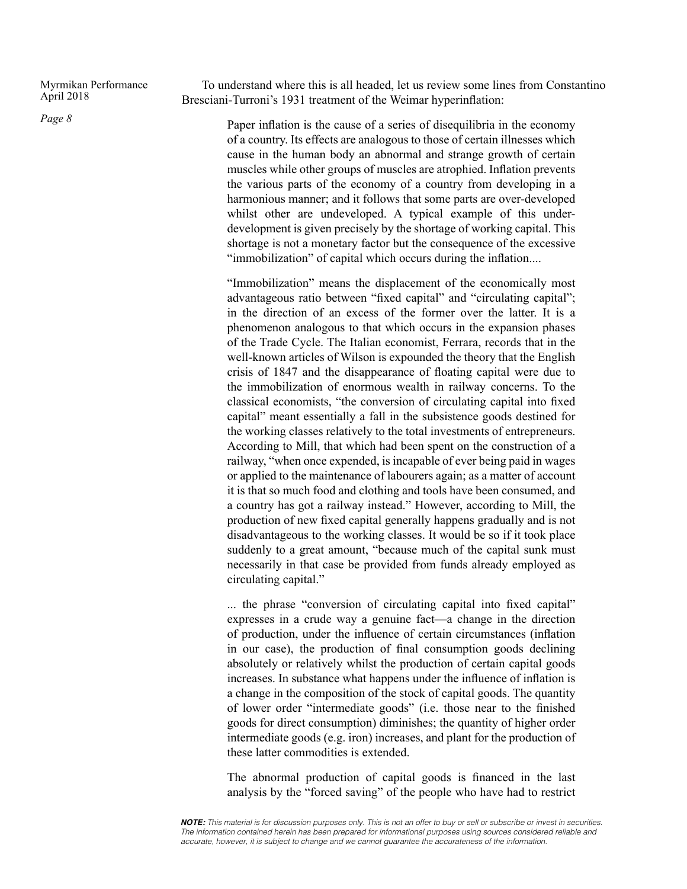To understand where this is all headed, let us review some lines from Constantino Bresciani-Turroni's 1931 treatment of the Weimar hyperinflation:

> Paper inflation is the cause of a series of disequilibria in the economy of a country. Its effects are analogous to those of certain illnesses which cause in the human body an abnormal and strange growth of certain muscles while other groups of muscles are atrophied. Inflation prevents the various parts of the economy of a country from developing in a harmonious manner; and it follows that some parts are over-developed whilst other are undeveloped. A typical example of this under-development is given precisely by the shortage of working capital. This shortage is not a monetary factor but the consequence of the excessive "immobilization" of capital which occurs during the inflation....
>
> "Immobilization" means the displacement of the economically most advantageous ratio between "fixed capital" and "circulating capital"; in the direction of an excess of the former over the latter. It is a phenomenon analogous to that which occurs in the expansion phases of the Trade Cycle. The Italian economist, Ferrara, records that in the well-known articles of Wilson is expounded the theory that the English crisis of 1847 and the disappearance of floating capital were due to the immobilization of enormous wealth in railway concerns. To the classical economists, "the conversion of circulating capital into fixed capital" meant essentially a fall in the subsistence goods destined for the working classes relatively to the total investments of entrepreneurs. According to Mill, that which had been spent on the construction of a railway, "when once expended, is incapable of ever being paid in wages or applied to the maintenance of labourers again; as a matter of account it is that so much food and clothing and tools have been consumed, and a country has got a railway instead." However, according to Mill, the production of new fixed capital generally happens gradually and is not disadvantageous to the working classes. It would be so if it took place suddenly to a great amount, "because much of the capital sunk must necessarily in that case be provided from funds already employed as circulating capital."
>
> ... the phrase "conversion of circulating capital into fixed capital" expresses in a crude way a genuine fact—a change in the direction of production, under the influence of certain circumstances (inflation in our case), the production of final consumption goods declining absolutely or relatively whilst the production of certain capital goods increases. In substance what happens under the influence of inflation is a change in the composition of the stock of capital goods. The quantity of lower order "intermediate goods" (i.e. those near to the finished goods for direct consumption) diminishes; the quantity of higher order intermediate goods (e.g. iron) increases, and plant for the production of these latter commodities is extended.
>
> The abnormal production of capital goods is financed in the last analysis by the "forced saving" of the people who have had to restrict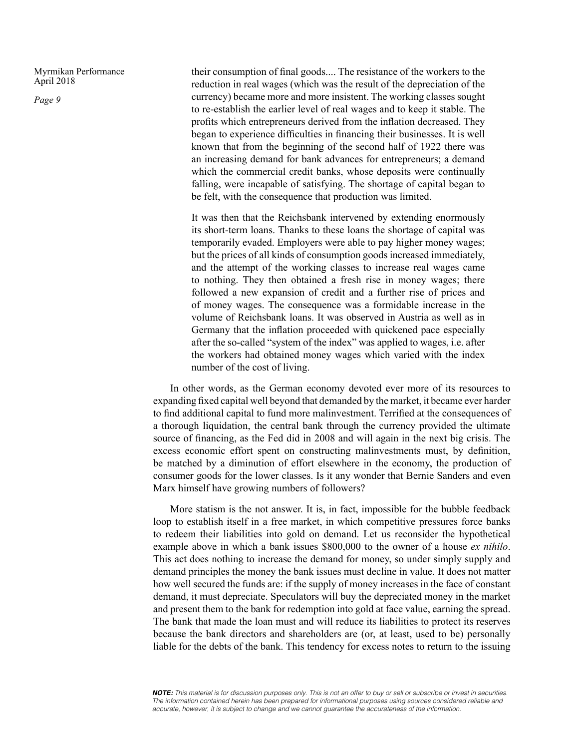> their consumption of final goods.... The resistance of the workers to the reduction in real wages (which was the result of the depreciation of the currency) became more and more insistent. The working classes sought to re-establish the earlier level of real wages and to keep it stable. The profits which entrepreneurs derived from the inflation decreased. They began to experience difficulties in financing their businesses. It is well known that from the beginning of the second half of 1922 there was an increasing demand for bank advances for entrepreneurs; a demand which the commercial credit banks, whose deposits were continually falling, were incapable of satisfying. The shortage of capital began to be felt, with the consequence that production was limited.
>
> It was then that the Reichsbank intervened by extending enormously its short-term loans. Thanks to these loans the shortage of capital was temporarily evaded. Employers were able to pay higher money wages; but the prices of all kinds of consumption goods increased immediately, and the attempt of the working classes to increase real wages came to nothing. They then obtained a fresh rise in money wages; there followed a new expansion of credit and a further rise of prices and of money wages. The consequence was a formidable increase in the volume of Reichsbank loans. It was observed in Austria as well as in Germany that the inflation proceeded with quickened pace especially after the so-called "system of the index" was applied to wages, i.e. after the workers had obtained money wages which varied with the index number of the cost of living.

In other words, as the German economy devoted ever more of its resources to expanding fixed capital well beyond that demanded by the market, it became ever harder to find additional capital to fund more malinvestment. Terrified at the consequences of a thorough liquidation, the central bank through the currency provided the ultimate source of financing, as the Fed did in 2008 and will again in the next big crisis. The excess economic effort spent on constructing malinvestments must, by definition, be matched by a diminution of effort elsewhere in the economy, the production of consumer goods for the lower classes. Is it any wonder that Bernie Sanders and even Marx himself have growing numbers of followers?

More statism is the not answer. It is, in fact, impossible for the bubble feedback loop to establish itself in a free market, in which competitive pressures force banks to redeem their liabilities into gold on demand. Let us reconsider the hypothetical example above in which a bank issues $800,000 to the owner of a house *ex nihilo*. This act does nothing to increase the demand for money, so under simply supply and demand principles the money the bank issues must decline in value. It does not matter how well secured the funds are: if the supply of money increases in the face of constant demand, it must depreciate. Speculators will buy the depreciated money in the market and present them to the bank for redemption into gold at face value, earning the spread. The bank that made the loan must and will reduce its liabilities to protect its reserves because the bank directors and shareholders are (or, at least, used to be) personally liable for the debts of the bank. This tendency for excess notes to return to the issuing

***NOTE:*** *This material is for discussion purposes only. This is not an offer to buy or sell or subscribe or invest in securities. The information contained herein has been prepared for informational purposes using sources considered reliable and accurate, however, it is subject to change and we cannot guarantee the accurateness of the information.*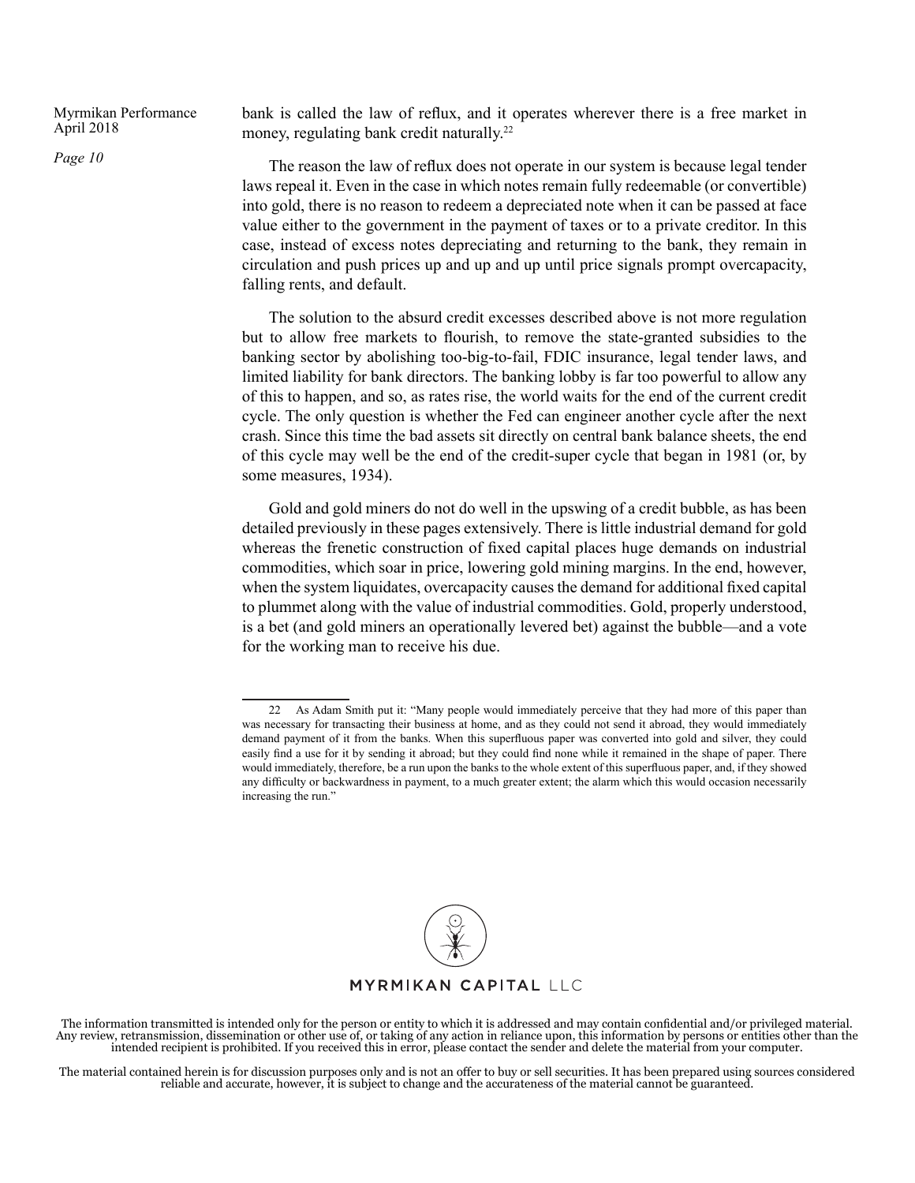bank is called the law of reflux, and it operates wherever there is a free market in money, regulating bank credit naturally.[22]

The reason the law of reflux does not operate in our system is because legal tender laws repeal it. Even in the case in which notes remain fully redeemable (or convertible) into gold, there is no reason to redeem a depreciated note when it can be passed at face value either to the government in the payment of taxes or to a private creditor. In this case, instead of excess notes depreciating and returning to the bank, they remain in circulation and push prices up and up and up until price signals prompt overcapacity, falling rents, and default.

The solution to the absurd credit excesses described above is not more regulation but to allow free markets to flourish, to remove the state-granted subsidies to the banking sector by abolishing too-big-to-fail, FDIC insurance, legal tender laws, and limited liability for bank directors. The banking lobby is far too powerful to allow any of this to happen, and so, as rates rise, the world waits for the end of the current credit cycle. The only question is whether the Fed can engineer another cycle after the next crash. Since this time the bad assets sit directly on central bank balance sheets, the end of this cycle may well be the end of the credit-super cycle that began in 1981 (or, by some measures, 1934).

Gold and gold miners do not do well in the upswing of a credit bubble, as has been detailed previously in these pages extensively. There is little industrial demand for gold whereas the frenetic construction of fixed capital places huge demands on industrial commodities, which soar in price, lowering gold mining margins. In the end, however, when the system liquidates, overcapacity causes the demand for additional fixed capital to plummet along with the value of industrial commodities. Gold, properly understood, is a bet (and gold miners an operationally levered bet) against the bubble—and a vote for the working man to receive his due.

---

22 As Adam Smith put it: "Many people would immediately perceive that they had more of this paper than was necessary for transacting their business at home, and as they could not send it abroad, they would immediately demand payment of it from the banks. When this superfluous paper was converted into gold and silver, they could easily find a use for it by sending it abroad; but they could find none while it remained in the shape of paper. There would immediately, therefore, be a run upon the banks to the whole extent of this superfluous paper, and, if they showed any difficulty or backwardness in payment, to a much greater extent; the alarm which this would occasion necessarily increasing the run."

MYRMIKAN CAPITAL LLC

The information transmitted is intended only for the person or entity to which it is addressed and may contain confidential and/or privileged material. Any review, retransmission, dissemination or other use of, or taking of any action in reliance upon, this information by persons or entities other than the intended recipient is prohibited. If you received this in error, please contact the sender and delete the material from your computer.

The material contained herein is for discussion purposes only and is not an offer to buy or sell securities. It has been prepared using sources considered reliable and accurate, however, it is subject to change and the accurateness of the material cannot be guaranteed.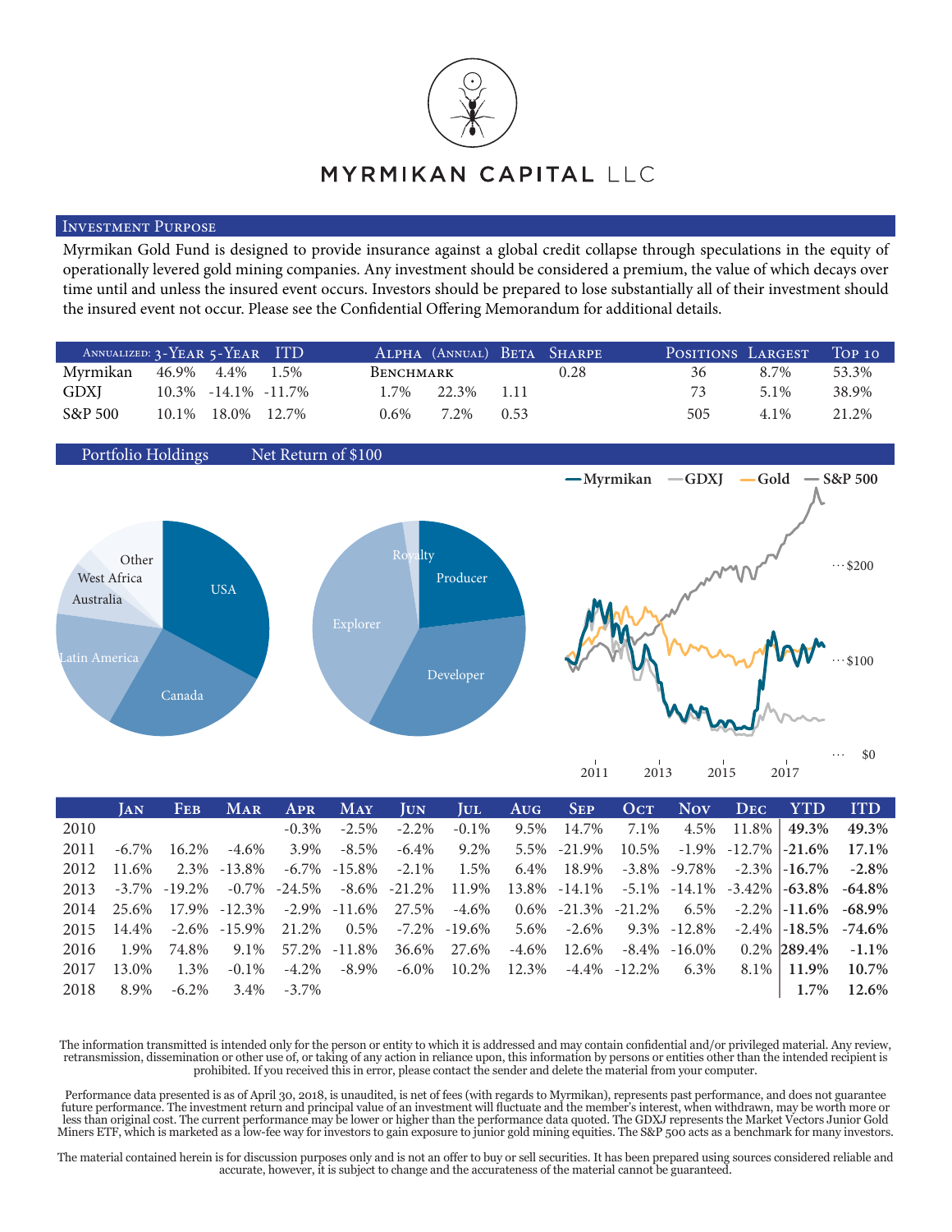# MYRMIKAN CAPITAL LLC

## Investment Purpose

Myrmikan Gold Fund is designed to provide insurance against a global credit collapse through speculations in the equity of operationally levered gold mining companies. Any investment should be considered a premium, the value of which decays over time until and unless the insured event occurs. Investors should be prepared to lose substantially all of their investment should the insured event not occur. Please see the Confidential Offering Memorandum for additional details.

| Annualized: | 3-Year | 5-Year | ITD | Alpha | (Annual) | Beta | Sharpe | Positions | Largest | Top 10 |
|---|---|---|---|---|---|---|---|---|---|---|
| Myrmikan | 46.9% | 4.4% | 1.5% | Benchmark | | | 0.28 | 36 | 8.7% | 53.3% |
| GDXJ | 10.3% | -14.1% | -11.7% | 1.7% | 22.3% | 1.11 | | 73 | 5.1% | 38.9% |
| S&P 500 | 10.1% | 18.0% | 12.7% | 0.6% | 7.2% | 0.53 | | 505 | 4.1% | 21.2% |

## Portfolio Holdings

Other
West Africa
Australia
USA
Latin America
Canada

Royalty
Producer
Explorer
Developer

## Net Return of $100

Myrmikan GDXJ Gold S&P 500

$200
$100
$0

2011 2013 2015 2017

| | Jan | Feb | Mar | Apr | May | Jun | Jul | Aug | Sep | Oct | Nov | Dec | YTD | ITD |
|---|---|---|---|---|---|---|---|---|---|---|---|---|---|---|
| 2010 | | | | -0.3% | -2.5% | -2.2% | -0.1% | 9.5% | 14.7% | 7.1% | 4.5% | 11.8% | **49.3%** | **49.3%** |
| 2011 | -6.7% | 16.2% | -4.6% | 3.9% | -8.5% | -6.4% | 9.2% | 5.5% | -21.9% | 10.5% | -1.9% | -12.7% | **-21.6%** | **17.1%** |
| 2012 | 11.6% | 2.3% | -13.8% | -6.7% | -15.8% | -2.1% | 1.5% | 6.4% | 18.9% | -3.8% | -9.78% | -2.3% | **-16.7%** | **-2.8%** |
| 2013 | -3.7% | -19.2% | -0.7% | -24.5% | -8.6% | -21.2% | 11.9% | 13.8% | -14.1% | -5.1% | -14.1% | -3.42% | **-63.8%** | **-64.8%** |
| 2014 | 25.6% | 17.9% | -12.3% | -2.9% | -11.6% | 27.5% | -4.6% | 0.6% | -21.3% | -21.2% | 6.5% | -2.2% | **-11.6%** | **-68.9%** |
| 2015 | 14.4% | -2.6% | -15.9% | 21.2% | 0.5% | -7.2% | -19.6% | 5.6% | -2.6% | 9.3% | -12.8% | -2.4% | **-18.5%** | **-74.6%** |
| 2016 | 1.9% | 74.8% | 9.1% | 57.2% | -11.8% | 36.6% | 27.6% | -4.6% | 12.6% | -8.4% | -16.0% | 0.2% | **289.4%** | **-1.1%** |
| 2017 | 13.0% | 1.3% | -0.1% | -4.2% | -8.9% | -6.0% | 10.2% | 12.3% | -4.4% | -12.2% | 6.3% | 8.1% | **11.9%** | **10.7%** |
| 2018 | 8.9% | -6.2% | 3.4% | -3.7% | | | | | | | | | **1.7%** | **12.6%** |

The information transmitted is intended only for the person or entity to which it is addressed and may contain confidential and/or privileged material. Any review, retransmission, dissemination or other use of, or taking of any action in reliance upon, this information by persons or entities other than the intended recipient is prohibited. If you received this in error, please contact the sender and delete the material from your computer.

Performance data presented is as of April 30, 2018, is unaudited, is net of fees (with regards to Myrmikan), represents past performance, and does not guarantee future performance. The investment return and principal value of an investment will fluctuate and the member's interest, when withdrawn, may be worth more or less than original cost. The current performance may be lower or higher than the performance data quoted. The GDXJ represents the Market Vectors Junior Gold Miners ETF, which is marketed as a low-fee way for investors to gain exposure to junior gold mining equities. The S&P 500 acts as a benchmark for many investors.

The material contained herein is for discussion purposes only and is not an offer to buy or sell securities. It has been prepared using sources considered reliable and accurate, however, it is subject to change and the accurateness of the material cannot be guaranteed.